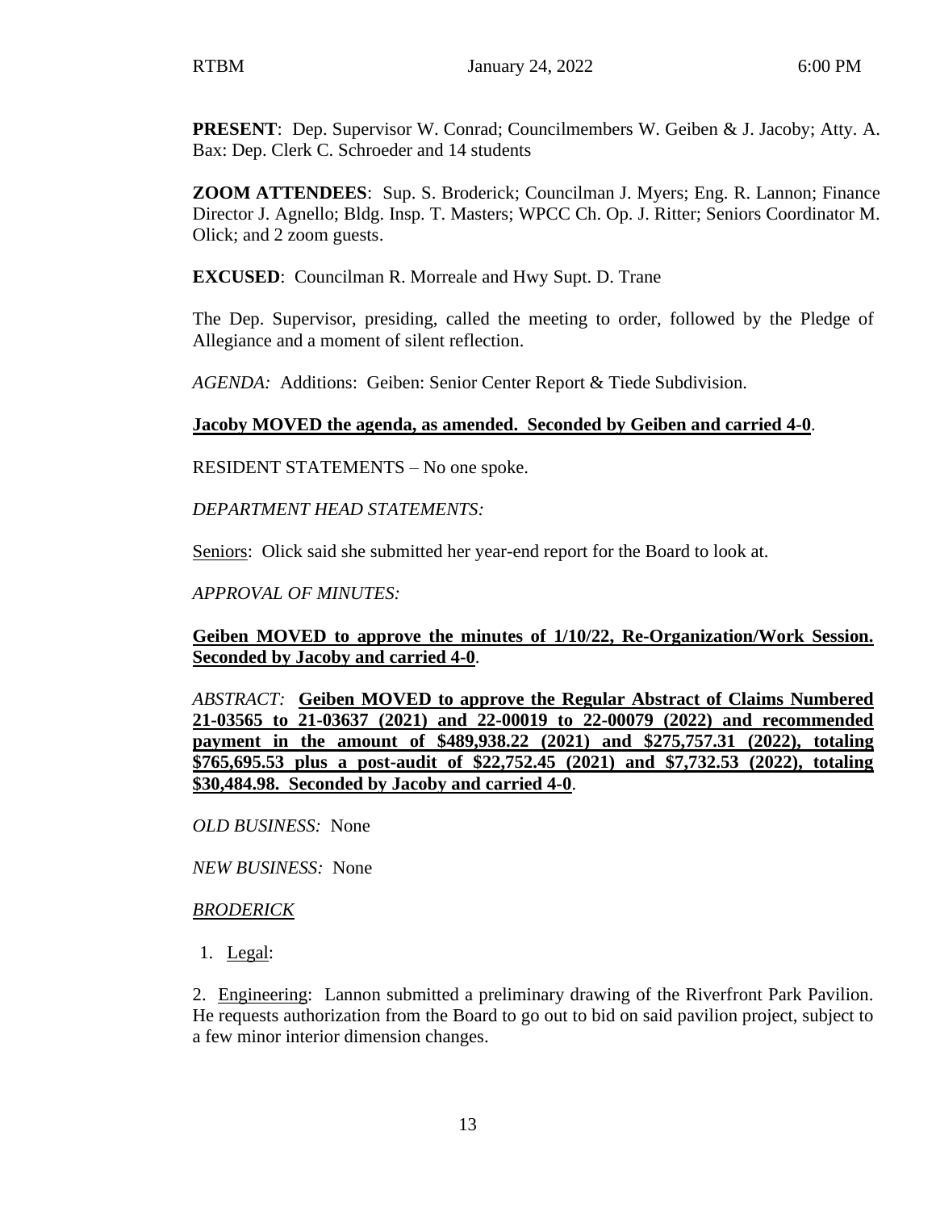RTBM January 24, 2022 6:00 PM

**PRESENT**: Dep. Supervisor W. Conrad; Councilmembers W. Geiben & J. Jacoby; Atty. A. Bax: Dep. Clerk C. Schroeder and 14 students

**ZOOM ATTENDEES**: Sup. S. Broderick; Councilman J. Myers; Eng. R. Lannon; Finance Director J. Agnello; Bldg. Insp. T. Masters; WPCC Ch. Op. J. Ritter; Seniors Coordinator M. Olick; and 2 zoom guests.

**EXCUSED**: Councilman R. Morreale and Hwy Supt. D. Trane

The Dep. Supervisor, presiding, called the meeting to order, followed by the Pledge of Allegiance and a moment of silent reflection.

*AGENDA:* Additions: Geiben: Senior Center Report & Tiede Subdivision.

<u>**Jacoby MOVED the agenda, as amended. Seconded by Geiben and carried 4-0**</u>.

RESIDENT STATEMENTS – No one spoke.

*DEPARTMENT HEAD STATEMENTS:*

<u>Seniors</u>: Olick said she submitted her year-end report for the Board to look at.

*APPROVAL OF MINUTES:*

<u>**Geiben MOVED to approve the minutes of 1/10/22, Re-Organization/Work Session. Seconded by Jacoby and carried 4-0**</u>.

*ABSTRACT:* <u>**Geiben MOVED to approve the Regular Abstract of Claims Numbered 21-03565 to 21-03637 (2021) and 22-00019 to 22-00079 (2022) and recommended payment in the amount of $489,938.22 (2021) and $275,757.31 (2022), totaling $765,695.53 plus a post-audit of $22,752.45 (2021) and $7,732.53 (2022), totaling $30,484.98. Seconded by Jacoby and carried 4-0**</u>.

*OLD BUSINESS:* None

*NEW BUSINESS:* None

<u>*BRODERICK*</u>

1. <u>Legal</u>:

2. <u>Engineering</u>: Lannon submitted a preliminary drawing of the Riverfront Park Pavilion. He requests authorization from the Board to go out to bid on said pavilion project, subject to a few minor interior dimension changes.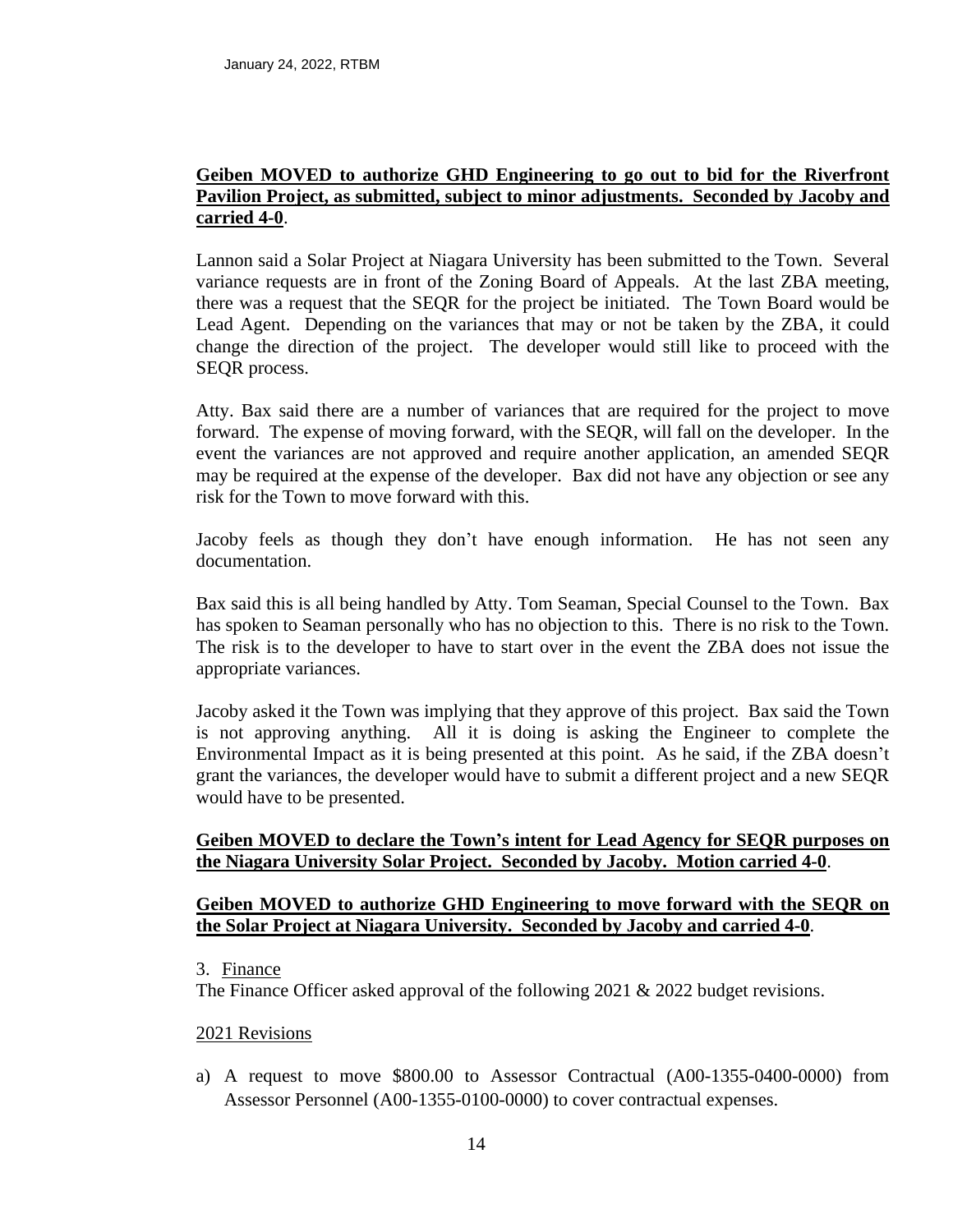**Geiben MOVED to authorize GHD Engineering to go out to bid for the Riverfront Pavilion Project, as submitted, subject to minor adjustments. Seconded by Jacoby and carried 4-0**.

Lannon said a Solar Project at Niagara University has been submitted to the Town. Several variance requests are in front of the Zoning Board of Appeals. At the last ZBA meeting, there was a request that the SEQR for the project be initiated. The Town Board would be Lead Agent. Depending on the variances that may or not be taken by the ZBA, it could change the direction of the project. The developer would still like to proceed with the SEQR process.

Atty. Bax said there are a number of variances that are required for the project to move forward. The expense of moving forward, with the SEQR, will fall on the developer. In the event the variances are not approved and require another application, an amended SEQR may be required at the expense of the developer. Bax did not have any objection or see any risk for the Town to move forward with this.

Jacoby feels as though they don't have enough information. He has not seen any documentation.

Bax said this is all being handled by Atty. Tom Seaman, Special Counsel to the Town. Bax has spoken to Seaman personally who has no objection to this. There is no risk to the Town. The risk is to the developer to have to start over in the event the ZBA does not issue the appropriate variances.

Jacoby asked it the Town was implying that they approve of this project. Bax said the Town is not approving anything. All it is doing is asking the Engineer to complete the Environmental Impact as it is being presented at this point. As he said, if the ZBA doesn't grant the variances, the developer would have to submit a different project and a new SEQR would have to be presented.

**Geiben MOVED to declare the Town's intent for Lead Agency for SEQR purposes on the Niagara University Solar Project. Seconded by Jacoby. Motion carried 4-0**.

**Geiben MOVED to authorize GHD Engineering to move forward with the SEQR on the Solar Project at Niagara University. Seconded by Jacoby and carried 4-0**.

3. Finance

The Finance Officer asked approval of the following 2021 & 2022 budget revisions.

2021 Revisions

a) A request to move $800.00 to Assessor Contractual (A00-1355-0400-0000) from Assessor Personnel (A00-1355-0100-0000) to cover contractual expenses.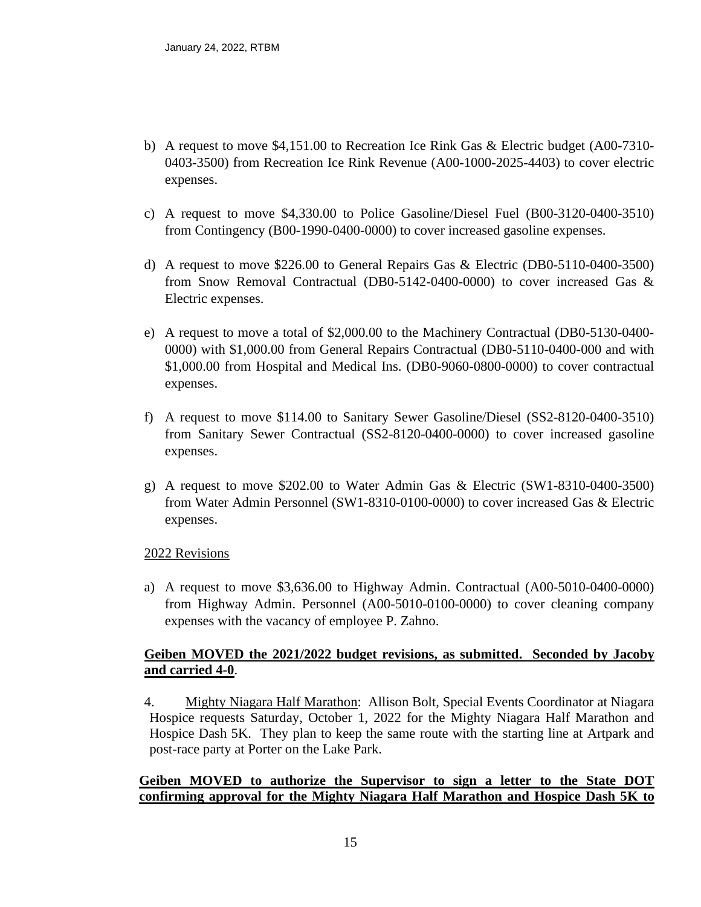b) A request to move $4,151.00 to Recreation Ice Rink Gas & Electric budget (A00-7310-0403-3500) from Recreation Ice Rink Revenue (A00-1000-2025-4403) to cover electric expenses.

c) A request to move $4,330.00 to Police Gasoline/Diesel Fuel (B00-3120-0400-3510) from Contingency (B00-1990-0400-0000) to cover increased gasoline expenses.

d) A request to move $226.00 to General Repairs Gas & Electric (DB0-5110-0400-3500) from Snow Removal Contractual (DB0-5142-0400-0000) to cover increased Gas & Electric expenses.

e) A request to move a total of $2,000.00 to the Machinery Contractual (DB0-5130-0400-0000) with $1,000.00 from General Repairs Contractual (DB0-5110-0400-000 and with $1,000.00 from Hospital and Medical Ins. (DB0-9060-0800-0000) to cover contractual expenses.

f) A request to move $114.00 to Sanitary Sewer Gasoline/Diesel (SS2-8120-0400-3510) from Sanitary Sewer Contractual (SS2-8120-0400-0000) to cover increased gasoline expenses.

g) A request to move $202.00 to Water Admin Gas & Electric (SW1-8310-0400-3500) from Water Admin Personnel (SW1-8310-0100-0000) to cover increased Gas & Electric expenses.

<u>2022 Revisions</u>

a) A request to move $3,636.00 to Highway Admin. Contractual (A00-5010-0400-0000) from Highway Admin. Personnel (A00-5010-0100-0000) to cover cleaning company expenses with the vacancy of employee P. Zahno.

**<u>Geiben MOVED the 2021/2022 budget revisions, as submitted. Seconded by Jacoby and carried 4-0</u>.**

4. <u>Mighty Niagara Half Marathon</u>: Allison Bolt, Special Events Coordinator at Niagara Hospice requests Saturday, October 1, 2022 for the Mighty Niagara Half Marathon and Hospice Dash 5K. They plan to keep the same route with the starting line at Artpark and post-race party at Porter on the Lake Park.

**<u>Geiben MOVED to authorize the Supervisor to sign a letter to the State DOT confirming approval for the Mighty Niagara Half Marathon and Hospice Dash 5K to</u>**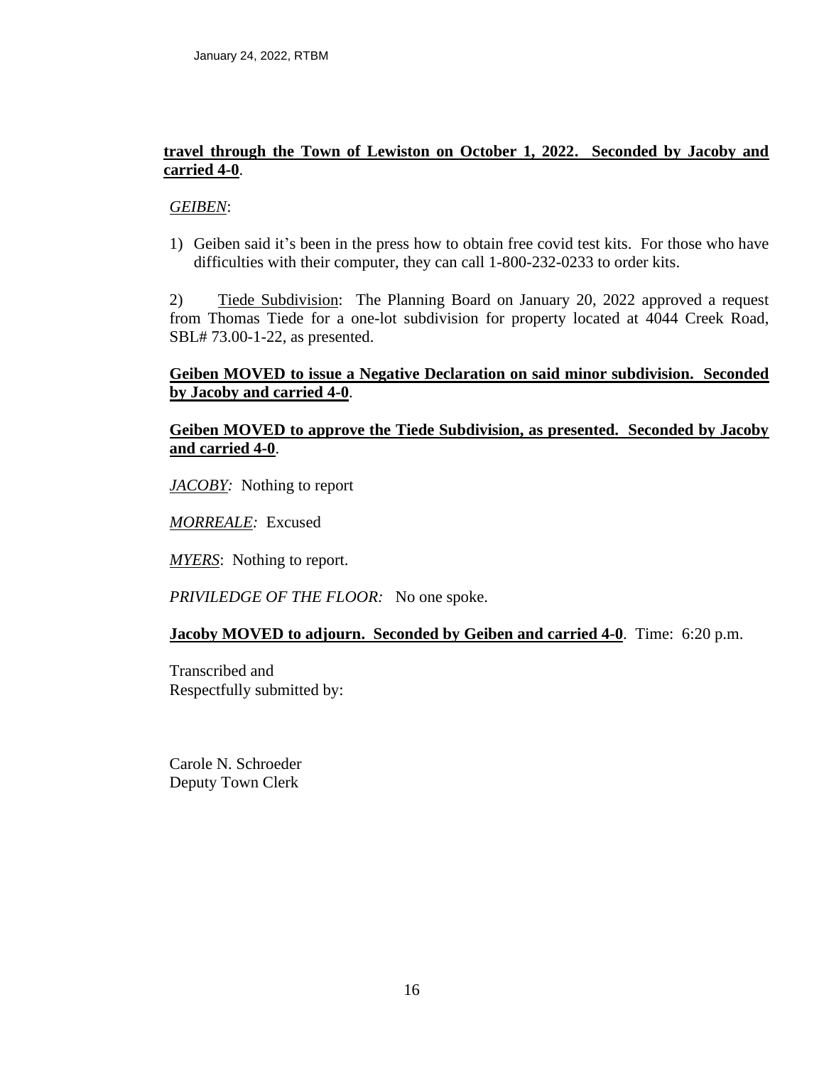**travel through the Town of Lewiston on October 1, 2022. Seconded by Jacoby and carried 4-0**.

*GEIBEN*:

1) Geiben said it's been in the press how to obtain free covid test kits. For those who have difficulties with their computer, they can call 1-800-232-0233 to order kits.

2) Tiede Subdivision: The Planning Board on January 20, 2022 approved a request from Thomas Tiede for a one-lot subdivision for property located at 4044 Creek Road, SBL# 73.00-1-22, as presented.

**Geiben MOVED to issue a Negative Declaration on said minor subdivision. Seconded by Jacoby and carried 4-0**.

**Geiben MOVED to approve the Tiede Subdivision, as presented. Seconded by Jacoby and carried 4-0**.

*JACOBY:* Nothing to report

*MORREALE:* Excused

*MYERS*: Nothing to report.

*PRIVILEDGE OF THE FLOOR:* No one spoke.

**Jacoby MOVED to adjourn. Seconded by Geiben and carried 4-0**. Time: 6:20 p.m.

Transcribed and
Respectfully submitted by:

Carole N. Schroeder
Deputy Town Clerk